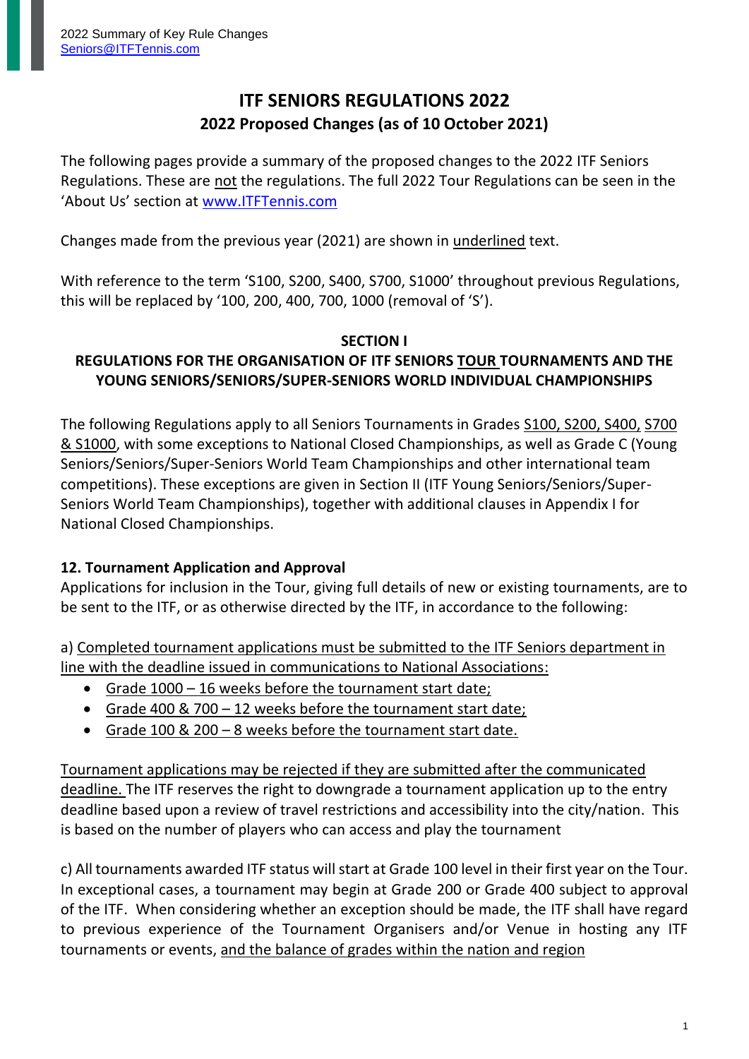# ITF SENIORS REGULATIONS 2022
## 2022 Proposed Changes (as of 10 October 2021)

The following pages provide a summary of the proposed changes to the 2022 ITF Seniors Regulations. These are <u>not</u> the regulations. The full 2022 Tour Regulations can be seen in the 'About Us' section at www.ITFTennis.com

Changes made from the previous year (2021) are shown in <u>underlined</u> text.

With reference to the term 'S100, S200, S400, S700, S1000' throughout previous Regulations, this will be replaced by '100, 200, 400, 700, 1000 (removal of 'S').

**SECTION I**

**REGULATIONS FOR THE ORGANISATION OF ITF SENIORS <u>TOUR</u> TOURNAMENTS AND THE YOUNG SENIORS/SENIORS/SUPER-SENIORS WORLD INDIVIDUAL CHAMPIONSHIPS**

The following Regulations apply to all Seniors Tournaments in Grades <u>S100, S200, S400, S700 & S1000</u>, with some exceptions to National Closed Championships, as well as Grade C (Young Seniors/Seniors/Super-Seniors World Team Championships and other international team competitions). These exceptions are given in Section II (ITF Young Seniors/Seniors/Super-Seniors World Team Championships), together with additional clauses in Appendix I for National Closed Championships.

### 12. Tournament Application and Approval

Applications for inclusion in the Tour, giving full details of new or existing tournaments, are to be sent to the ITF, or as otherwise directed by the ITF, in accordance to the following:

a) <u>Completed tournament applications must be submitted to the ITF Seniors department in line with the deadline issued in communications to National Associations:</u>

- <u>Grade 1000 – 16 weeks before the tournament start date;</u>
- <u>Grade 400 & 700 – 12 weeks before the tournament start date;</u>
- <u>Grade 100 & 200 – 8 weeks before the tournament start date.</u>

<u>Tournament applications may be rejected if they are submitted after the communicated deadline.</u> The ITF reserves the right to downgrade a tournament application up to the entry deadline based upon a review of travel restrictions and accessibility into the city/nation. This is based on the number of players who can access and play the tournament

c) All tournaments awarded ITF status will start at Grade 100 level in their first year on the Tour. In exceptional cases, a tournament may begin at Grade 200 or Grade 400 subject to approval of the ITF. When considering whether an exception should be made, the ITF shall have regard to previous experience of the Tournament Organisers and/or Venue in hosting any ITF tournaments or events, <u>and the balance of grades within the nation and region</u>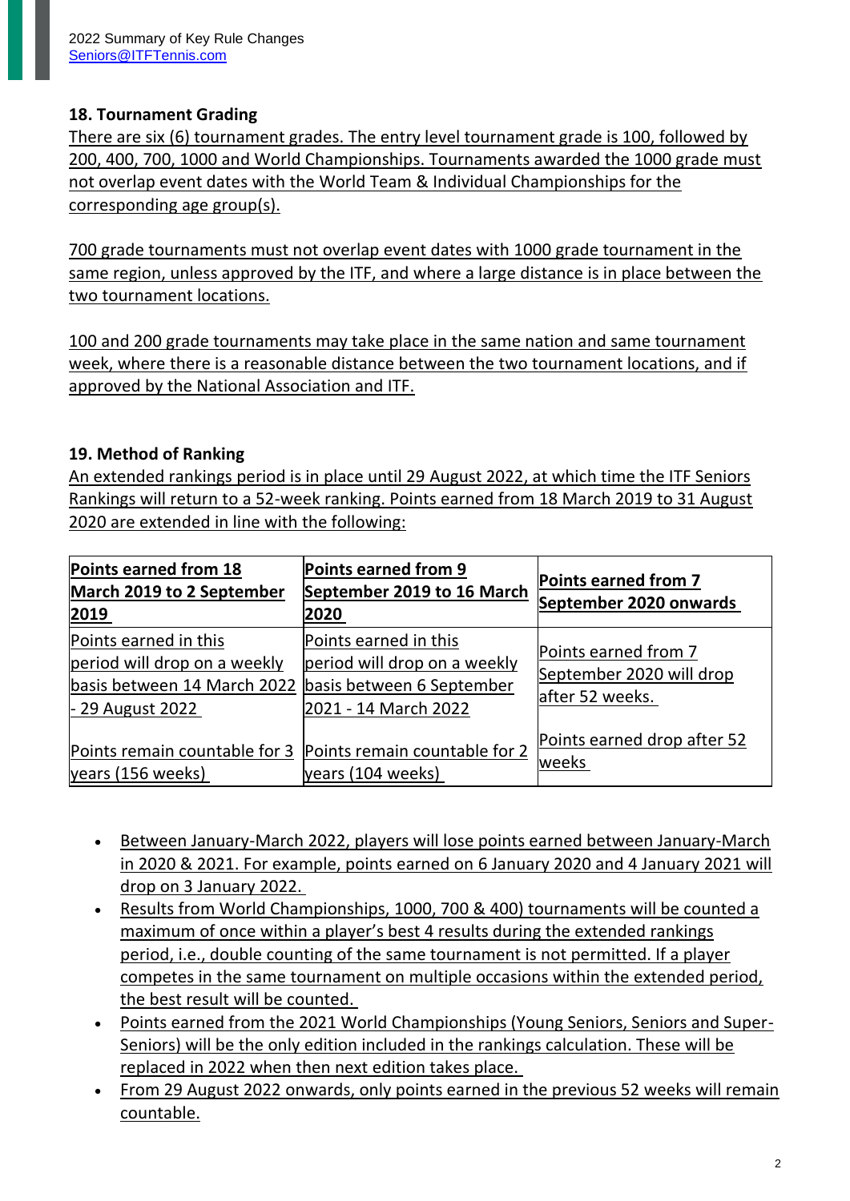## 18. Tournament Grading

There are six (6) tournament grades. The entry level tournament grade is 100, followed by 200, 400, 700, 1000 and World Championships. Tournaments awarded the 1000 grade must not overlap event dates with the World Team & Individual Championships for the corresponding age group(s).

700 grade tournaments must not overlap event dates with 1000 grade tournament in the same region, unless approved by the ITF, and where a large distance is in place between the two tournament locations.

100 and 200 grade tournaments may take place in the same nation and same tournament week, where there is a reasonable distance between the two tournament locations, and if approved by the National Association and ITF.

## 19. Method of Ranking

An extended rankings period is in place until 29 August 2022, at which time the ITF Seniors Rankings will return to a 52-week ranking. Points earned from 18 March 2019 to 31 August 2020 are extended in line with the following:

| Points earned from 18 March 2019 to 2 September 2019 | Points earned from 9 September 2019 to 16 March 2020 | Points earned from 7 September 2020 onwards |
|---|---|---|
| Points earned in this period will drop on a weekly basis between 14 March 2022 - 29 August 2022<br><br>Points remain countable for 3 years (156 weeks) | Points earned in this period will drop on a weekly basis between 6 September 2021 - 14 March 2022<br><br>Points remain countable for 2 years (104 weeks) | Points earned from 7 September 2020 will drop after 52 weeks.<br><br>Points earned drop after 52 weeks |

- Between January-March 2022, players will lose points earned between January-March in 2020 & 2021. For example, points earned on 6 January 2020 and 4 January 2021 will drop on 3 January 2022.
- Results from World Championships, 1000, 700 & 400) tournaments will be counted a maximum of once within a player's best 4 results during the extended rankings period, i.e., double counting of the same tournament is not permitted. If a player competes in the same tournament on multiple occasions within the extended period, the best result will be counted.
- Points earned from the 2021 World Championships (Young Seniors, Seniors and Super-Seniors) will be the only edition included in the rankings calculation. These will be replaced in 2022 when then next edition takes place.
- From 29 August 2022 onwards, only points earned in the previous 52 weeks will remain countable.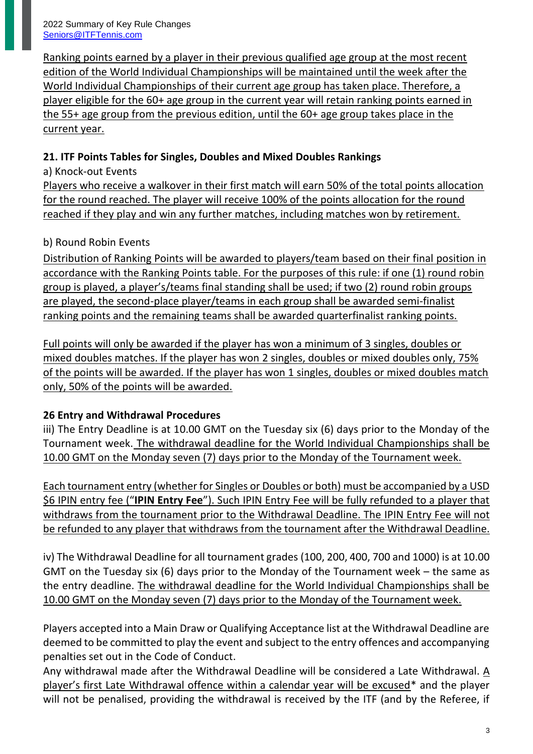Ranking points earned by a player in their previous qualified age group at the most recent edition of the World Individual Championships will be maintained until the week after the World Individual Championships of their current age group has taken place. Therefore, a player eligible for the 60+ age group in the current year will retain ranking points earned in the 55+ age group from the previous edition, until the 60+ age group takes place in the current year.

**21. ITF Points Tables for Singles, Doubles and Mixed Doubles Rankings**

a) Knock-out Events

Players who receive a walkover in their first match will earn 50% of the total points allocation for the round reached. The player will receive 100% of the points allocation for the round reached if they play and win any further matches, including matches won by retirement.

b) Round Robin Events

Distribution of Ranking Points will be awarded to players/team based on their final position in accordance with the Ranking Points table. For the purposes of this rule: if one (1) round robin group is played, a player's/teams final standing shall be used; if two (2) round robin groups are played, the second-place player/teams in each group shall be awarded semi-finalist ranking points and the remaining teams shall be awarded quarterfinalist ranking points.

Full points will only be awarded if the player has won a minimum of 3 singles, doubles or mixed doubles matches. If the player has won 2 singles, doubles or mixed doubles only, 75% of the points will be awarded. If the player has won 1 singles, doubles or mixed doubles match only, 50% of the points will be awarded.

**26 Entry and Withdrawal Procedures**

iii) The Entry Deadline is at 10.00 GMT on the Tuesday six (6) days prior to the Monday of the Tournament week. The withdrawal deadline for the World Individual Championships shall be 10.00 GMT on the Monday seven (7) days prior to the Monday of the Tournament week.

Each tournament entry (whether for Singles or Doubles or both) must be accompanied by a USD $6 IPIN entry fee ("**IPIN Entry Fee**"). Such IPIN Entry Fee will be fully refunded to a player that withdraws from the tournament prior to the Withdrawal Deadline. The IPIN Entry Fee will not be refunded to any player that withdraws from the tournament after the Withdrawal Deadline.

iv) The Withdrawal Deadline for all tournament grades (100, 200, 400, 700 and 1000) is at 10.00 GMT on the Tuesday six (6) days prior to the Monday of the Tournament week – the same as the entry deadline. The withdrawal deadline for the World Individual Championships shall be 10.00 GMT on the Monday seven (7) days prior to the Monday of the Tournament week.

Players accepted into a Main Draw or Qualifying Acceptance list at the Withdrawal Deadline are deemed to be committed to play the event and subject to the entry offences and accompanying penalties set out in the Code of Conduct.

Any withdrawal made after the Withdrawal Deadline will be considered a Late Withdrawal. A player's first Late Withdrawal offence within a calendar year will be excused* and the player will not be penalised, providing the withdrawal is received by the ITF (and by the Referee, if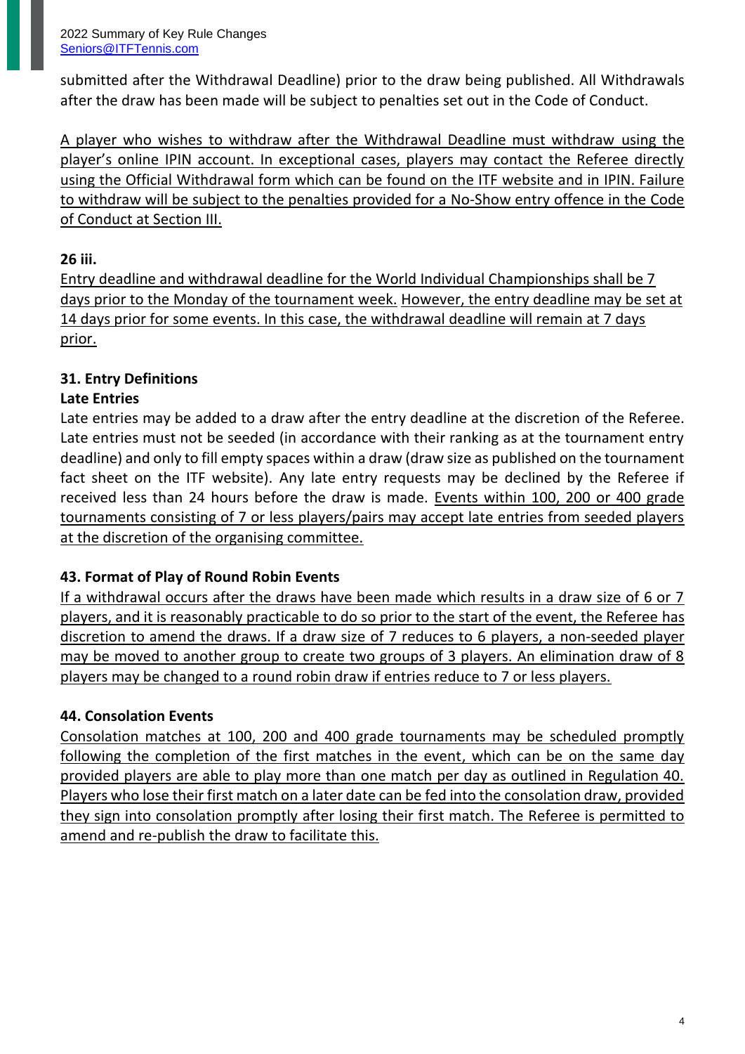submitted after the Withdrawal Deadline) prior to the draw being published. All Withdrawals after the draw has been made will be subject to penalties set out in the Code of Conduct.

A player who wishes to withdraw after the Withdrawal Deadline must withdraw using the player's online IPIN account. In exceptional cases, players may contact the Referee directly using the Official Withdrawal form which can be found on the ITF website and in IPIN. Failure to withdraw will be subject to the penalties provided for a No-Show entry offence in the Code of Conduct at Section III.

**26 iii.**

Entry deadline and withdrawal deadline for the World Individual Championships shall be 7 days prior to the Monday of the tournament week. However, the entry deadline may be set at 14 days prior for some events. In this case, the withdrawal deadline will remain at 7 days prior.

**31. Entry Definitions**

**Late Entries**

Late entries may be added to a draw after the entry deadline at the discretion of the Referee. Late entries must not be seeded (in accordance with their ranking as at the tournament entry deadline) and only to fill empty spaces within a draw (draw size as published on the tournament fact sheet on the ITF website). Any late entry requests may be declined by the Referee if received less than 24 hours before the draw is made. Events within 100, 200 or 400 grade tournaments consisting of 7 or less players/pairs may accept late entries from seeded players at the discretion of the organising committee.

**43. Format of Play of Round Robin Events**

If a withdrawal occurs after the draws have been made which results in a draw size of 6 or 7 players, and it is reasonably practicable to do so prior to the start of the event, the Referee has discretion to amend the draws. If a draw size of 7 reduces to 6 players, a non-seeded player may be moved to another group to create two groups of 3 players. An elimination draw of 8 players may be changed to a round robin draw if entries reduce to 7 or less players.

**44. Consolation Events**

Consolation matches at 100, 200 and 400 grade tournaments may be scheduled promptly following the completion of the first matches in the event, which can be on the same day provided players are able to play more than one match per day as outlined in Regulation 40. Players who lose their first match on a later date can be fed into the consolation draw, provided they sign into consolation promptly after losing their first match. The Referee is permitted to amend and re-publish the draw to facilitate this.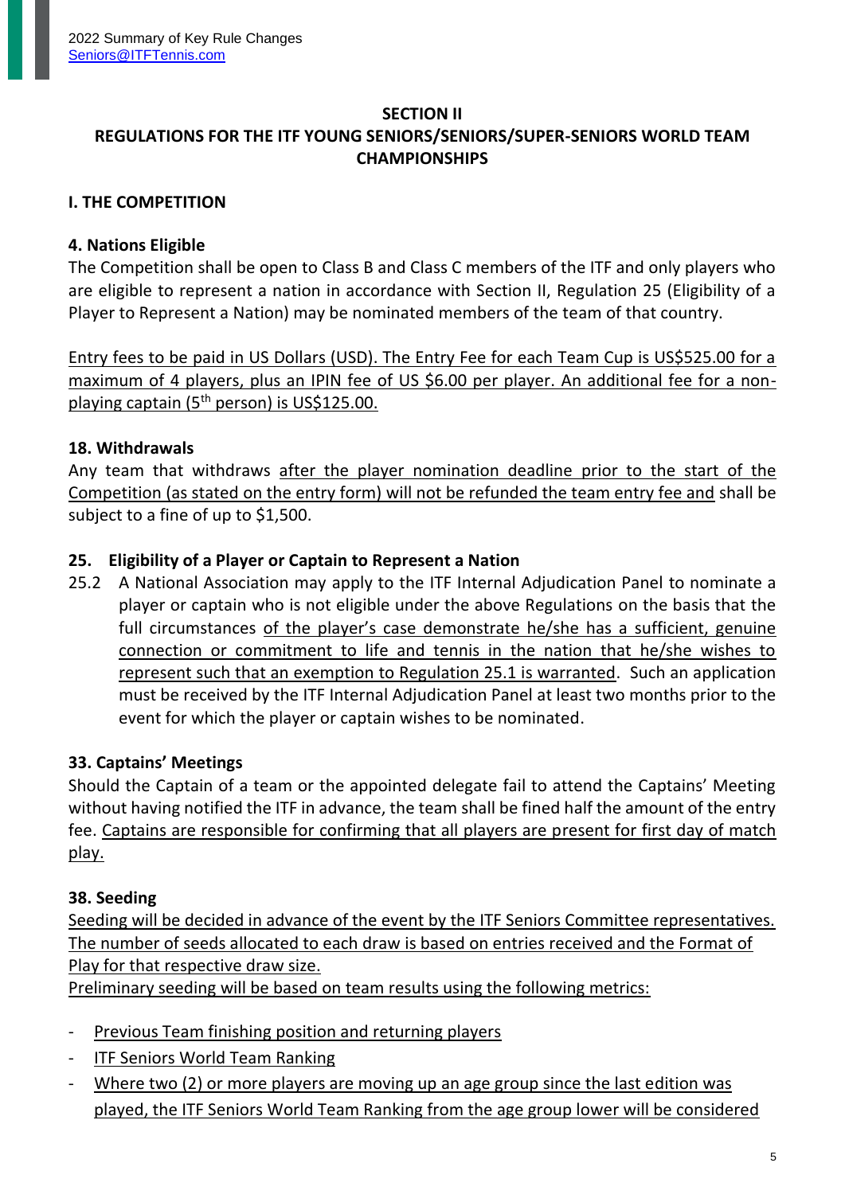## SECTION II
## REGULATIONS FOR THE ITF YOUNG SENIORS/SENIORS/SUPER-SENIORS WORLD TEAM CHAMPIONSHIPS

### I. THE COMPETITION

#### 4. Nations Eligible

The Competition shall be open to Class B and Class C members of the ITF and only players who are eligible to represent a nation in accordance with Section II, Regulation 25 (Eligibility of a Player to Represent a Nation) may be nominated members of the team of that country.

<u>Entry fees to be paid in US Dollars (USD). The Entry Fee for each Team Cup is US$525.00 for a maximum of 4 players, plus an IPIN fee of US $6.00 per player. An additional fee for a non-playing captain (5th person) is US$125.00.</u>

#### 18. Withdrawals

Any team that withdraws <u>after the player nomination deadline prior to the start of the Competition (as stated on the entry form) will not be refunded the team entry fee and</u> shall be subject to a fine of up to $1,500.

#### 25. Eligibility of a Player or Captain to Represent a Nation

25.2 A National Association may apply to the ITF Internal Adjudication Panel to nominate a player or captain who is not eligible under the above Regulations on the basis that the full circumstances <u>of the player's case demonstrate he/she has a sufficient, genuine connection or commitment to life and tennis in the nation that he/she wishes to represent such that an exemption to Regulation 25.1 is warranted</u>. Such an application must be received by the ITF Internal Adjudication Panel at least two months prior to the event for which the player or captain wishes to be nominated.

#### 33. Captains' Meetings

Should the Captain of a team or the appointed delegate fail to attend the Captains' Meeting without having notified the ITF in advance, the team shall be fined half the amount of the entry fee. <u>Captains are responsible for confirming that all players are present for first day of match play.</u>

#### 38. Seeding

<u>Seeding will be decided in advance of the event by the ITF Seniors Committee representatives. The number of seeds allocated to each draw is based on entries received and the Format of Play for that respective draw size.</u>

<u>Preliminary seeding will be based on team results using the following metrics:</u>

- <u>Previous Team finishing position and returning players</u>
- <u>ITF Seniors World Team Ranking</u>
- <u>Where two (2) or more players are moving up an age group since the last edition was played, the ITF Seniors World Team Ranking from the age group lower will be considered</u>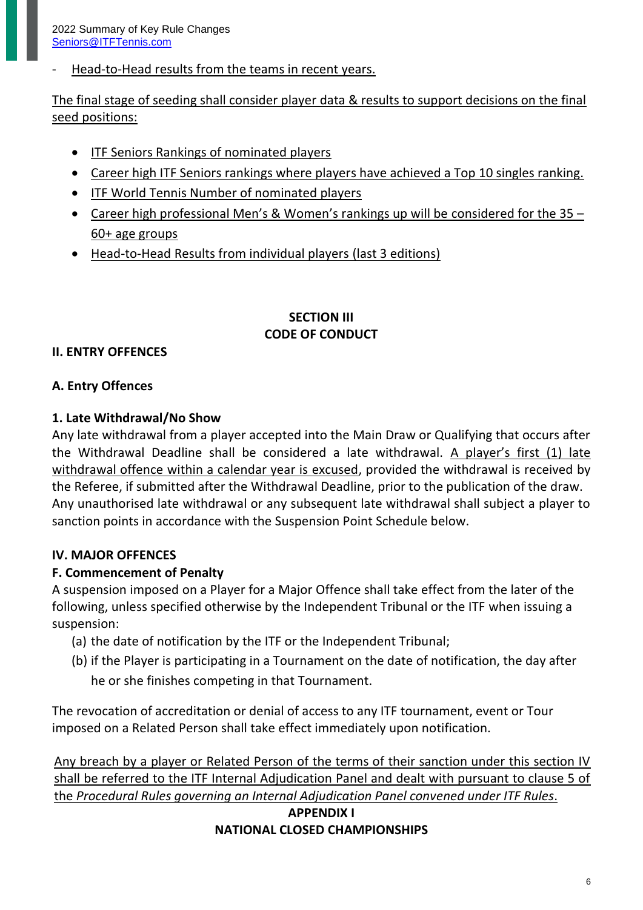- Head-to-Head results from the teams in recent years.

The final stage of seeding shall consider player data & results to support decisions on the final seed positions:

- ITF Seniors Rankings of nominated players
- Career high ITF Seniors rankings where players have achieved a Top 10 singles ranking.
- ITF World Tennis Number of nominated players
- Career high professional Men's & Women's rankings up will be considered for the 35 – 60+ age groups
- Head-to-Head Results from individual players (last 3 editions)

## SECTION III
## CODE OF CONDUCT

### II. ENTRY OFFENCES

### A. Entry Offences

**1. Late Withdrawal/No Show**

Any late withdrawal from a player accepted into the Main Draw or Qualifying that occurs after the Withdrawal Deadline shall be considered a late withdrawal. A player's first (1) late withdrawal offence within a calendar year is excused, provided the withdrawal is received by the Referee, if submitted after the Withdrawal Deadline, prior to the publication of the draw. Any unauthorised late withdrawal or any subsequent late withdrawal shall subject a player to sanction points in accordance with the Suspension Point Schedule below.

### IV. MAJOR OFFENCES

**F. Commencement of Penalty**

A suspension imposed on a Player for a Major Offence shall take effect from the later of the following, unless specified otherwise by the Independent Tribunal or the ITF when issuing a suspension:

(a) the date of notification by the ITF or the Independent Tribunal;

(b) if the Player is participating in a Tournament on the date of notification, the day after he or she finishes competing in that Tournament.

The revocation of accreditation or denial of access to any ITF tournament, event or Tour imposed on a Related Person shall take effect immediately upon notification.

Any breach by a player or Related Person of the terms of their sanction under this section IV shall be referred to the ITF Internal Adjudication Panel and dealt with pursuant to clause 5 of the *Procedural Rules governing an Internal Adjudication Panel convened under ITF Rules*.

## APPENDIX I
## NATIONAL CLOSED CHAMPIONSHIPS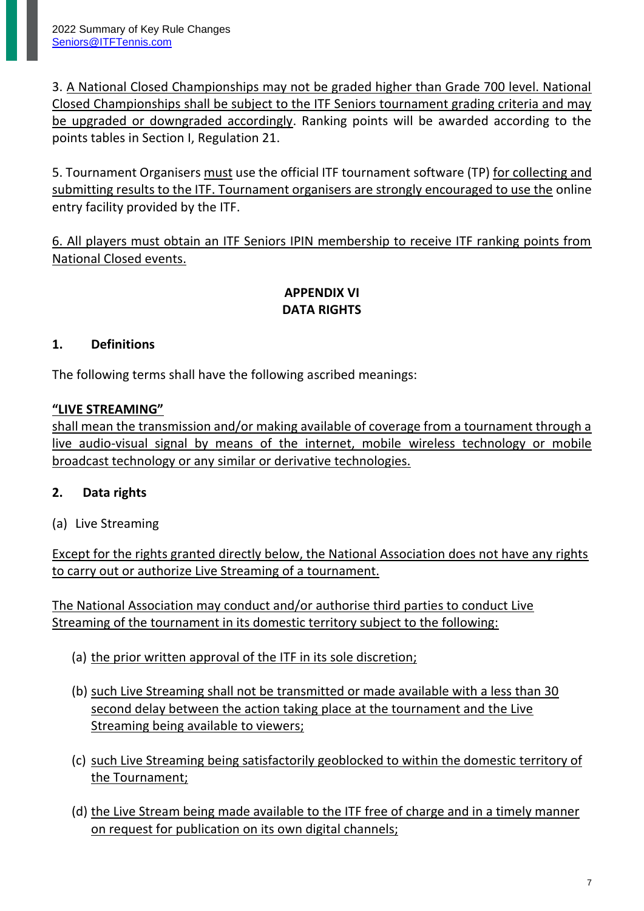3. A National Closed Championships may not be graded higher than Grade 700 level. National Closed Championships shall be subject to the ITF Seniors tournament grading criteria and may be upgraded or downgraded accordingly. Ranking points will be awarded according to the points tables in Section I, Regulation 21.

5. Tournament Organisers must use the official ITF tournament software (TP) for collecting and submitting results to the ITF. Tournament organisers are strongly encouraged to use the online entry facility provided by the ITF.

6. All players must obtain an ITF Seniors IPIN membership to receive ITF ranking points from National Closed events.

## APPENDIX VI
## DATA RIGHTS

### 1. Definitions

The following terms shall have the following ascribed meanings:

**"LIVE STREAMING"**
shall mean the transmission and/or making available of coverage from a tournament through a live audio-visual signal by means of the internet, mobile wireless technology or mobile broadcast technology or any similar or derivative technologies.

### 2. Data rights

(a) Live Streaming

Except for the rights granted directly below, the National Association does not have any rights to carry out or authorize Live Streaming of a tournament.

The National Association may conduct and/or authorise third parties to conduct Live Streaming of the tournament in its domestic territory subject to the following:

(a) the prior written approval of the ITF in its sole discretion;

(b) such Live Streaming shall not be transmitted or made available with a less than 30 second delay between the action taking place at the tournament and the Live Streaming being available to viewers;

(c) such Live Streaming being satisfactorily geoblocked to within the domestic territory of the Tournament;

(d) the Live Stream being made available to the ITF free of charge and in a timely manner on request for publication on its own digital channels;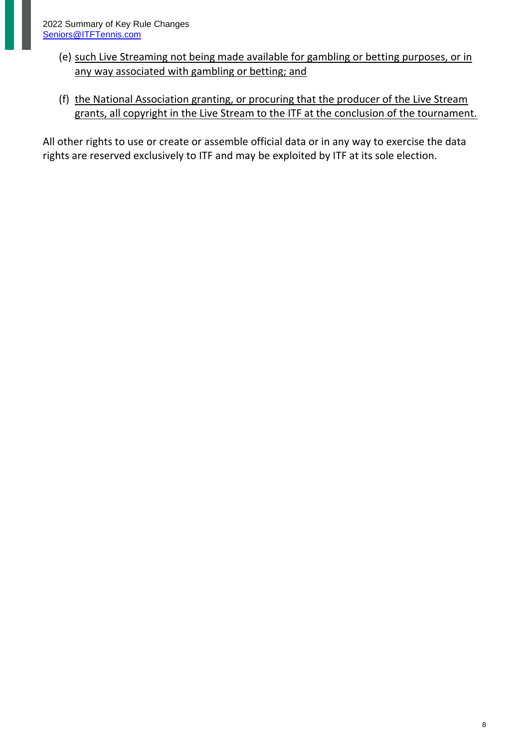(e) <u>such Live Streaming not being made available for gambling or betting purposes, or in any way associated with gambling or betting; and</u>

(f) <u>the National Association granting, or procuring that the producer of the Live Stream grants, all copyright in the Live Stream to the ITF at the conclusion of the tournament.</u>

All other rights to use or create or assemble official data or in any way to exercise the data rights are reserved exclusively to ITF and may be exploited by ITF at its sole election.